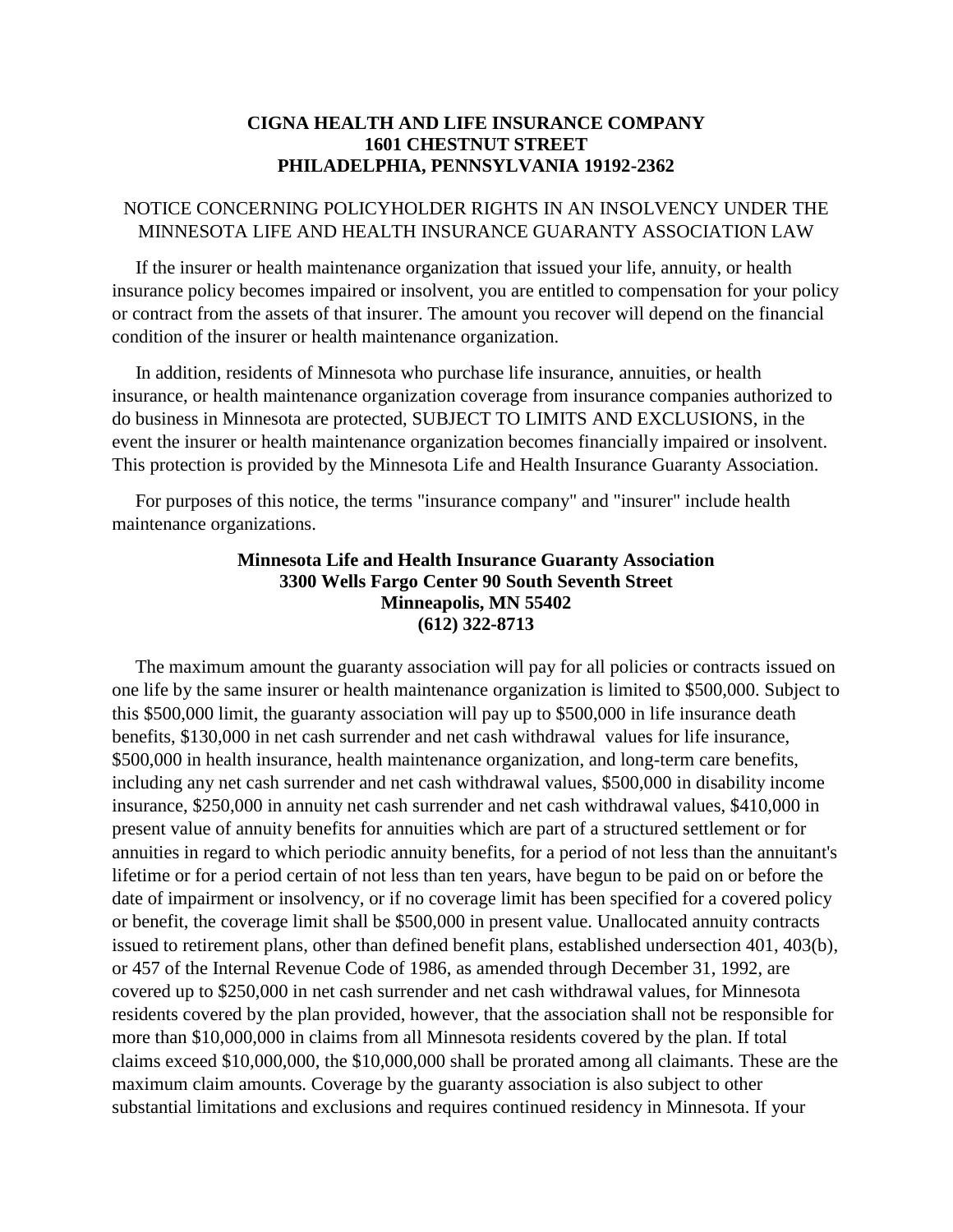**CIGNA HEALTH AND LIFE INSURANCE COMPANY**
**1601 CHESTNUT STREET**
**PHILADELPHIA, PENNSYLVANIA 19192-2362**

NOTICE CONCERNING POLICYHOLDER RIGHTS IN AN INSOLVENCY UNDER THE MINNESOTA LIFE AND HEALTH INSURANCE GUARANTY ASSOCIATION LAW

If the insurer or health maintenance organization that issued your life, annuity, or health insurance policy becomes impaired or insolvent, you are entitled to compensation for your policy or contract from the assets of that insurer. The amount you recover will depend on the financial condition of the insurer or health maintenance organization.

In addition, residents of Minnesota who purchase life insurance, annuities, or health insurance, or health maintenance organization coverage from insurance companies authorized to do business in Minnesota are protected, SUBJECT TO LIMITS AND EXCLUSIONS, in the event the insurer or health maintenance organization becomes financially impaired or insolvent. This protection is provided by the Minnesota Life and Health Insurance Guaranty Association.

For purposes of this notice, the terms "insurance company" and "insurer" include health maintenance organizations.

**Minnesota Life and Health Insurance Guaranty Association**
**3300 Wells Fargo Center 90 South Seventh Street**
**Minneapolis, MN 55402**
**(612) 322-8713**

The maximum amount the guaranty association will pay for all policies or contracts issued on one life by the same insurer or health maintenance organization is limited to $500,000. Subject to this $500,000 limit, the guaranty association will pay up to $500,000 in life insurance death benefits, $130,000 in net cash surrender and net cash withdrawal values for life insurance, $500,000 in health insurance, health maintenance organization, and long-term care benefits, including any net cash surrender and net cash withdrawal values, $500,000 in disability income insurance, $250,000 in annuity net cash surrender and net cash withdrawal values, $410,000 in present value of annuity benefits for annuities which are part of a structured settlement or for annuities in regard to which periodic annuity benefits, for a period of not less than the annuitant's lifetime or for a period certain of not less than ten years, have begun to be paid on or before the date of impairment or insolvency, or if no coverage limit has been specified for a covered policy or benefit, the coverage limit shall be $500,000 in present value. Unallocated annuity contracts issued to retirement plans, other than defined benefit plans, established undersection 401, 403(b), or 457 of the Internal Revenue Code of 1986, as amended through December 31, 1992, are covered up to $250,000 in net cash surrender and net cash withdrawal values, for Minnesota residents covered by the plan provided, however, that the association shall not be responsible for more than $10,000,000 in claims from all Minnesota residents covered by the plan. If total claims exceed $10,000,000, the $10,000,000 shall be prorated among all claimants. These are the maximum claim amounts. Coverage by the guaranty association is also subject to other substantial limitations and exclusions and requires continued residency in Minnesota. If your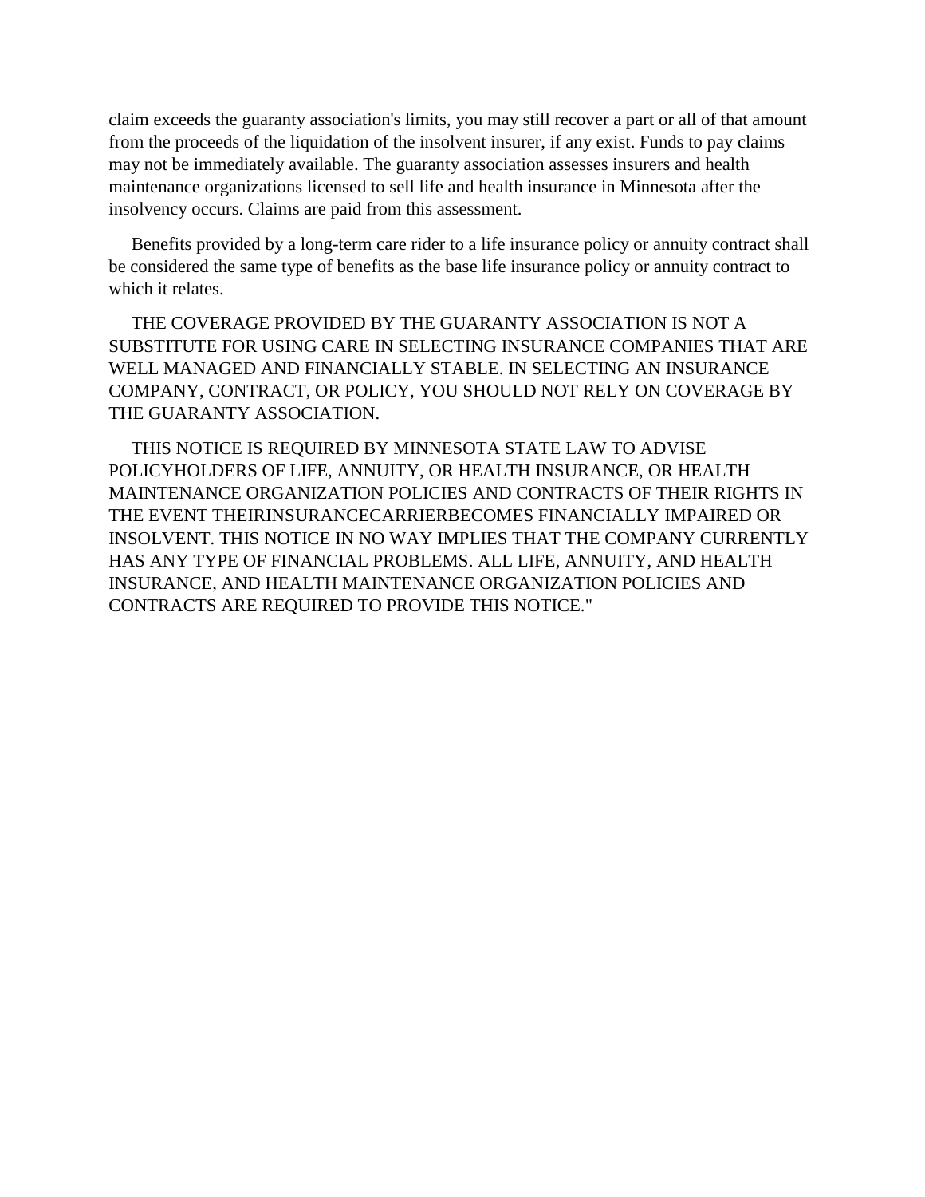claim exceeds the guaranty association's limits, you may still recover a part or all of that amount from the proceeds of the liquidation of the insolvent insurer, if any exist. Funds to pay claims may not be immediately available. The guaranty association assesses insurers and health maintenance organizations licensed to sell life and health insurance in Minnesota after the insolvency occurs. Claims are paid from this assessment.

Benefits provided by a long-term care rider to a life insurance policy or annuity contract shall be considered the same type of benefits as the base life insurance policy or annuity contract to which it relates.

THE COVERAGE PROVIDED BY THE GUARANTY ASSOCIATION IS NOT A SUBSTITUTE FOR USING CARE IN SELECTING INSURANCE COMPANIES THAT ARE WELL MANAGED AND FINANCIALLY STABLE. IN SELECTING AN INSURANCE COMPANY, CONTRACT, OR POLICY, YOU SHOULD NOT RELY ON COVERAGE BY THE GUARANTY ASSOCIATION.

THIS NOTICE IS REQUIRED BY MINNESOTA STATE LAW TO ADVISE POLICYHOLDERS OF LIFE, ANNUITY, OR HEALTH INSURANCE, OR HEALTH MAINTENANCE ORGANIZATION POLICIES AND CONTRACTS OF THEIR RIGHTS IN THE EVENT THEIRINSURANCECARRIERBECOMES FINANCIALLY IMPAIRED OR INSOLVENT. THIS NOTICE IN NO WAY IMPLIES THAT THE COMPANY CURRENTLY HAS ANY TYPE OF FINANCIAL PROBLEMS. ALL LIFE, ANNUITY, AND HEALTH INSURANCE, AND HEALTH MAINTENANCE ORGANIZATION POLICIES AND CONTRACTS ARE REQUIRED TO PROVIDE THIS NOTICE."